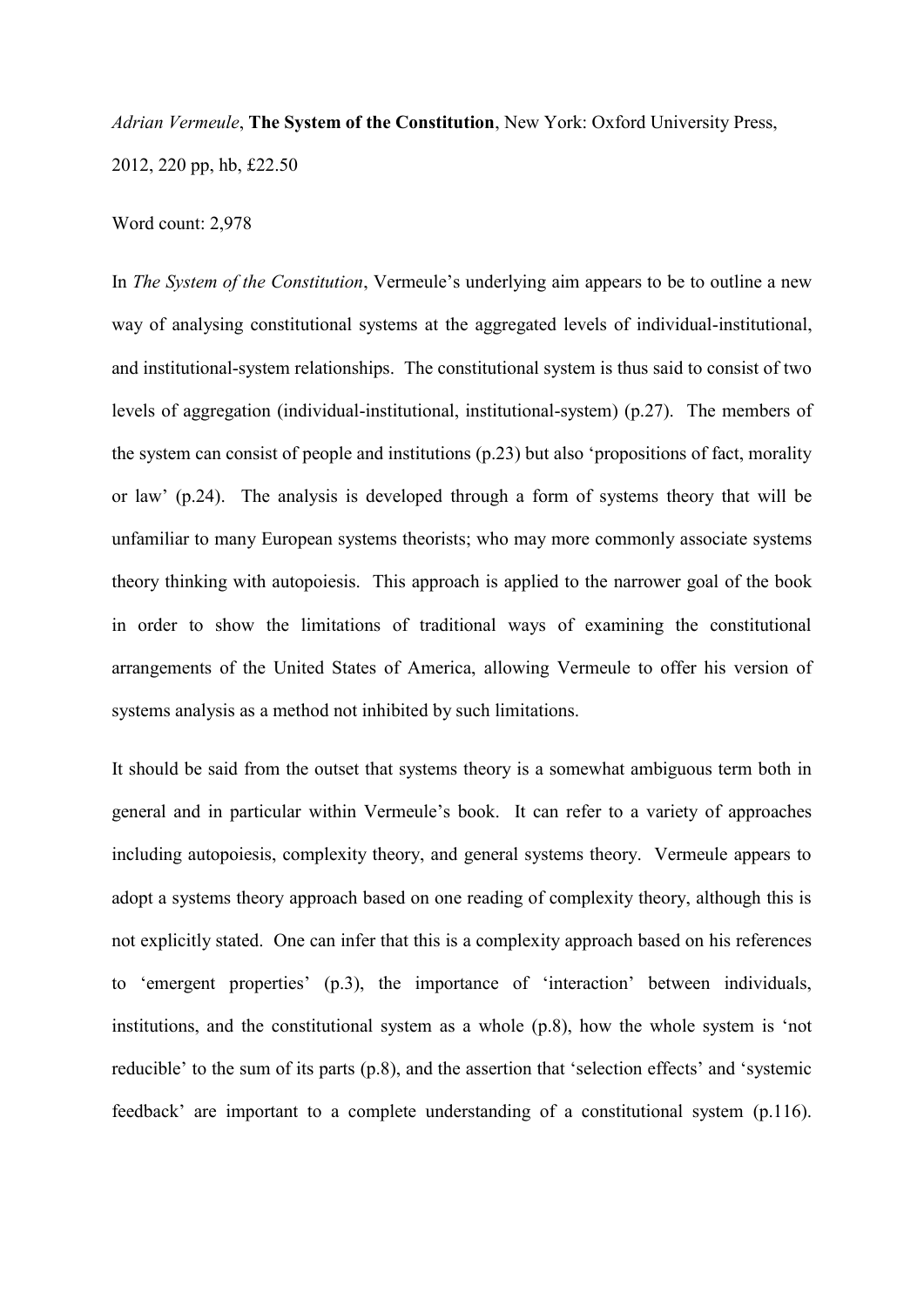*Adrian Vermeule*, **The System of the Constitution**, New York: Oxford University Press, 2012, 220 pp, hb, £22.50

Word count: 2,978

In *The System of the Constitution*, Vermeule's underlying aim appears to be to outline a new way of analysing constitutional systems at the aggregated levels of individual-institutional, and institutional-system relationships. The constitutional system is thus said to consist of two levels of aggregation (individual-institutional, institutional-system) (p.27). The members of the system can consist of people and institutions (p.23) but also 'propositions of fact, morality or law' (p.24). The analysis is developed through a form of systems theory that will be unfamiliar to many European systems theorists; who may more commonly associate systems theory thinking with autopoiesis. This approach is applied to the narrower goal of the book in order to show the limitations of traditional ways of examining the constitutional arrangements of the United States of America, allowing Vermeule to offer his version of systems analysis as a method not inhibited by such limitations.

It should be said from the outset that systems theory is a somewhat ambiguous term both in general and in particular within Vermeule's book. It can refer to a variety of approaches including autopoiesis, complexity theory, and general systems theory. Vermeule appears to adopt a systems theory approach based on one reading of complexity theory, although this is not explicitly stated. One can infer that this is a complexity approach based on his references to 'emergent properties' (p.3), the importance of 'interaction' between individuals, institutions, and the constitutional system as a whole (p.8), how the whole system is 'not reducible' to the sum of its parts (p.8), and the assertion that 'selection effects' and 'systemic feedback' are important to a complete understanding of a constitutional system (p.116).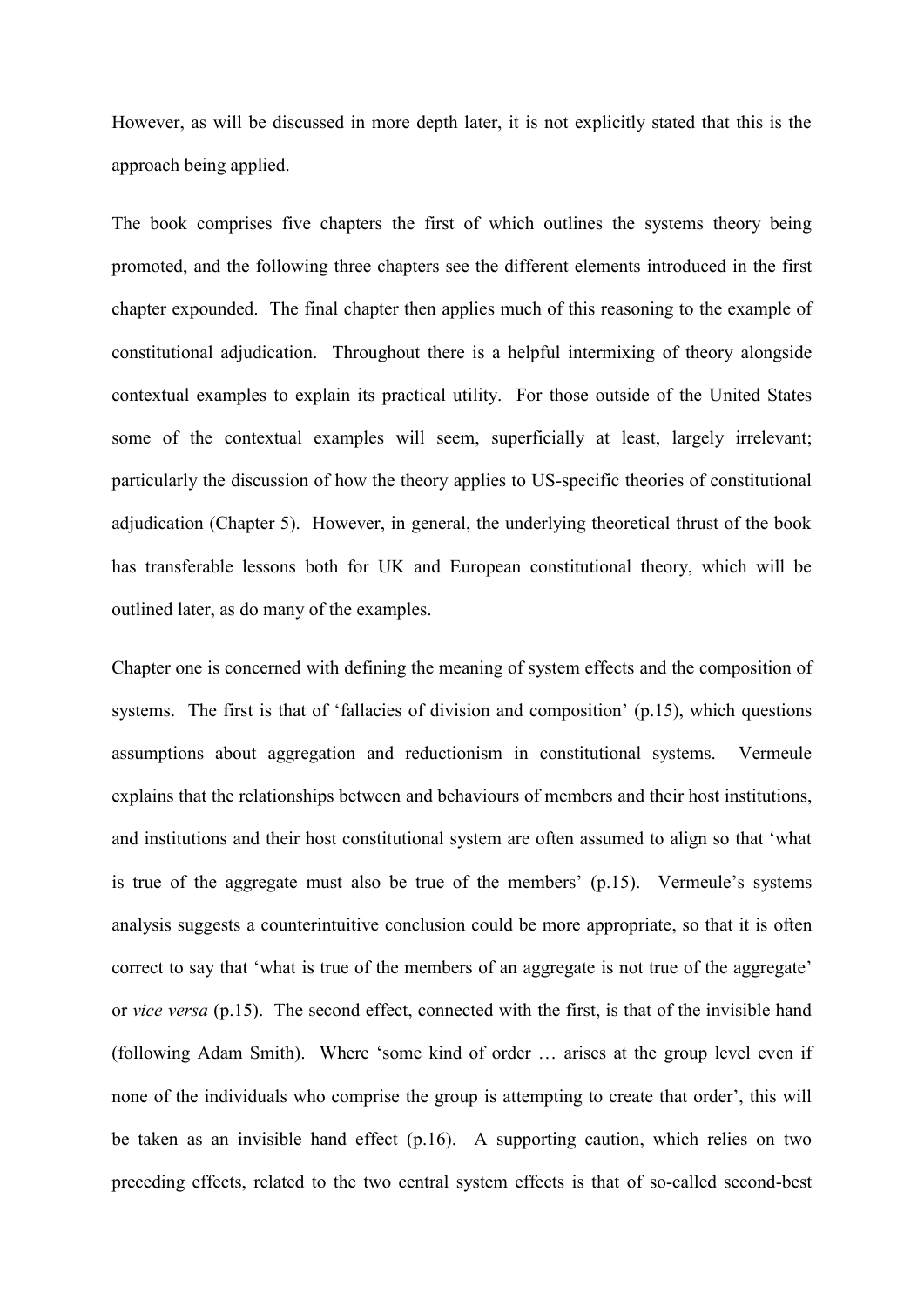However, as will be discussed in more depth later, it is not explicitly stated that this is the approach being applied.

The book comprises five chapters the first of which outlines the systems theory being promoted, and the following three chapters see the different elements introduced in the first chapter expounded. The final chapter then applies much of this reasoning to the example of constitutional adjudication. Throughout there is a helpful intermixing of theory alongside contextual examples to explain its practical utility. For those outside of the United States some of the contextual examples will seem, superficially at least, largely irrelevant; particularly the discussion of how the theory applies to US-specific theories of constitutional adjudication (Chapter 5). However, in general, the underlying theoretical thrust of the book has transferable lessons both for UK and European constitutional theory, which will be outlined later, as do many of the examples.

Chapter one is concerned with defining the meaning of system effects and the composition of systems. The first is that of 'fallacies of division and composition' (p.15), which questions assumptions about aggregation and reductionism in constitutional systems. Vermeule explains that the relationships between and behaviours of members and their host institutions, and institutions and their host constitutional system are often assumed to align so that 'what is true of the aggregate must also be true of the members' (p.15). Vermeule's systems analysis suggests a counterintuitive conclusion could be more appropriate, so that it is often correct to say that 'what is true of the members of an aggregate is not true of the aggregate' or *vice versa* (p.15). The second effect, connected with the first, is that of the invisible hand (following Adam Smith). Where 'some kind of order … arises at the group level even if none of the individuals who comprise the group is attempting to create that order', this will be taken as an invisible hand effect (p.16). A supporting caution, which relies on two preceding effects, related to the two central system effects is that of so-called second-best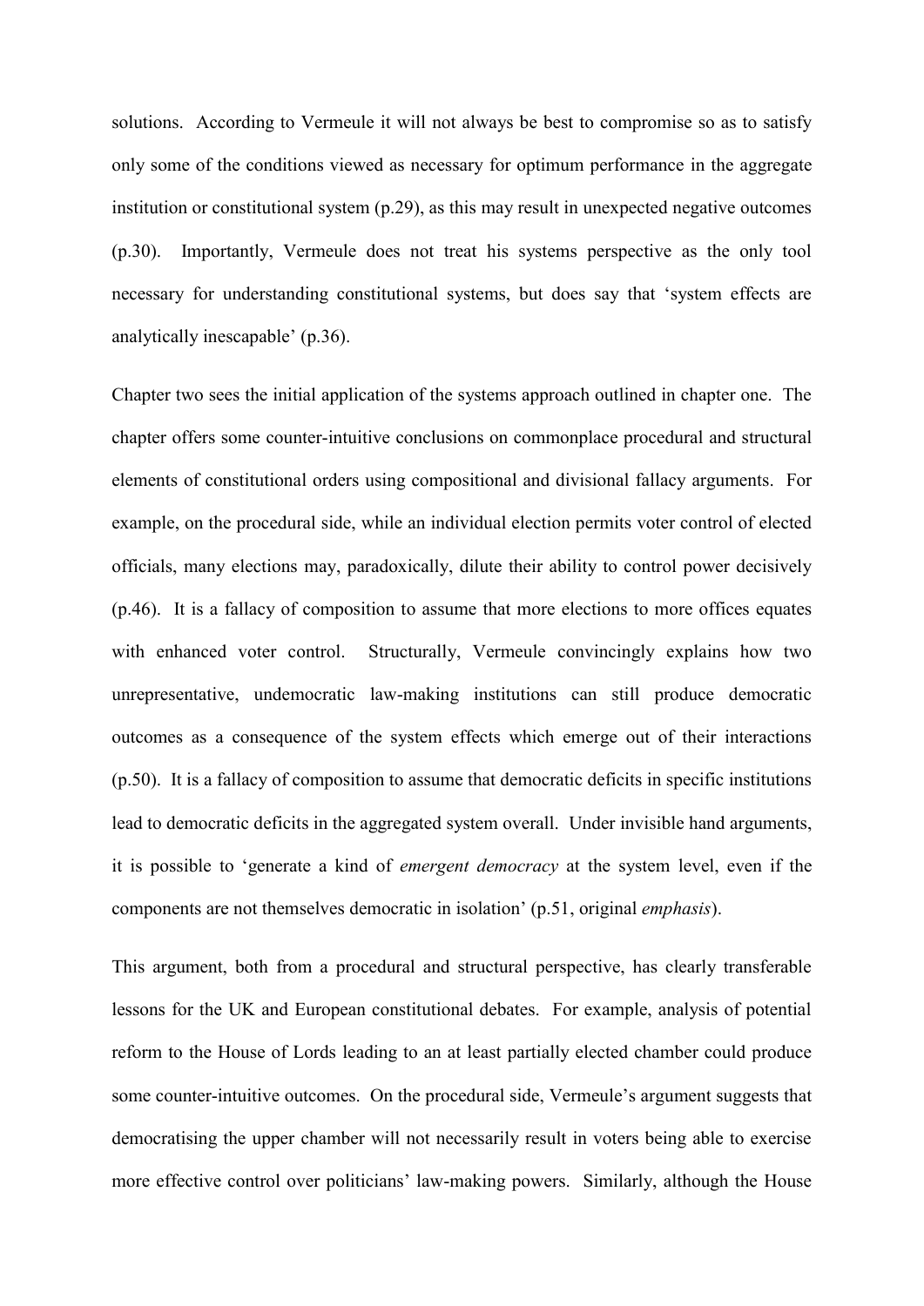solutions. According to Vermeule it will not always be best to compromise so as to satisfy only some of the conditions viewed as necessary for optimum performance in the aggregate institution or constitutional system (p.29), as this may result in unexpected negative outcomes (p.30). Importantly, Vermeule does not treat his systems perspective as the only tool necessary for understanding constitutional systems, but does say that 'system effects are analytically inescapable' (p.36).

Chapter two sees the initial application of the systems approach outlined in chapter one. The chapter offers some counter-intuitive conclusions on commonplace procedural and structural elements of constitutional orders using compositional and divisional fallacy arguments. For example, on the procedural side, while an individual election permits voter control of elected officials, many elections may, paradoxically, dilute their ability to control power decisively (p.46). It is a fallacy of composition to assume that more elections to more offices equates with enhanced voter control. Structurally, Vermeule convincingly explains how two unrepresentative, undemocratic law-making institutions can still produce democratic outcomes as a consequence of the system effects which emerge out of their interactions (p.50). It is a fallacy of composition to assume that democratic deficits in specific institutions lead to democratic deficits in the aggregated system overall. Under invisible hand arguments, it is possible to 'generate a kind of *emergent democracy* at the system level, even if the components are not themselves democratic in isolation' (p.51, original *emphasis*).

This argument, both from a procedural and structural perspective, has clearly transferable lessons for the UK and European constitutional debates. For example, analysis of potential reform to the House of Lords leading to an at least partially elected chamber could produce some counter-intuitive outcomes. On the procedural side, Vermeule's argument suggests that democratising the upper chamber will not necessarily result in voters being able to exercise more effective control over politicians' law-making powers. Similarly, although the House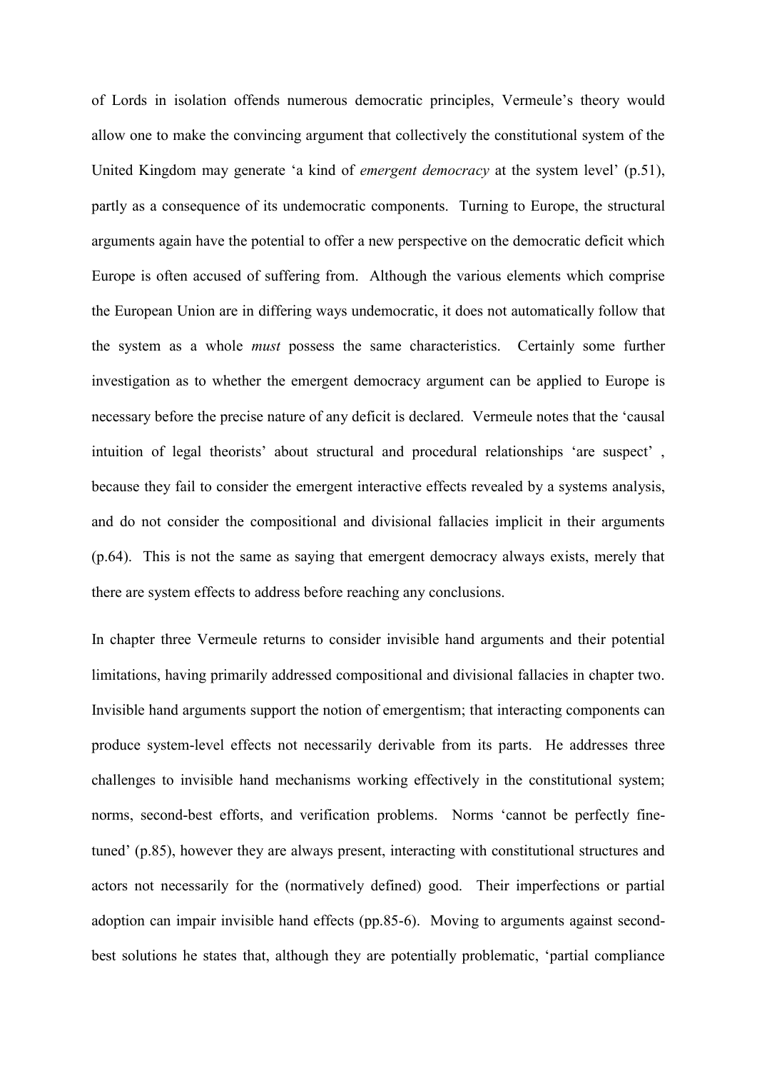of Lords in isolation offends numerous democratic principles, Vermeule's theory would allow one to make the convincing argument that collectively the constitutional system of the United Kingdom may generate 'a kind of *emergent democracy* at the system level' (p.51), partly as a consequence of its undemocratic components. Turning to Europe, the structural arguments again have the potential to offer a new perspective on the democratic deficit which Europe is often accused of suffering from. Although the various elements which comprise the European Union are in differing ways undemocratic, it does not automatically follow that the system as a whole *must* possess the same characteristics. Certainly some further investigation as to whether the emergent democracy argument can be applied to Europe is necessary before the precise nature of any deficit is declared. Vermeule notes that the 'causal intuition of legal theorists' about structural and procedural relationships 'are suspect' , because they fail to consider the emergent interactive effects revealed by a systems analysis, and do not consider the compositional and divisional fallacies implicit in their arguments (p.64). This is not the same as saying that emergent democracy always exists, merely that there are system effects to address before reaching any conclusions.

In chapter three Vermeule returns to consider invisible hand arguments and their potential limitations, having primarily addressed compositional and divisional fallacies in chapter two. Invisible hand arguments support the notion of emergentism; that interacting components can produce system-level effects not necessarily derivable from its parts. He addresses three challenges to invisible hand mechanisms working effectively in the constitutional system; norms, second-best efforts, and verification problems. Norms 'cannot be perfectly fine-tuned' (p.85), however they are always present, interacting with constitutional structures and actors not necessarily for the (normatively defined) good. Their imperfections or partial adoption can impair invisible hand effects (pp.85-6). Moving to arguments against second-best solutions he states that, although they are potentially problematic, 'partial compliance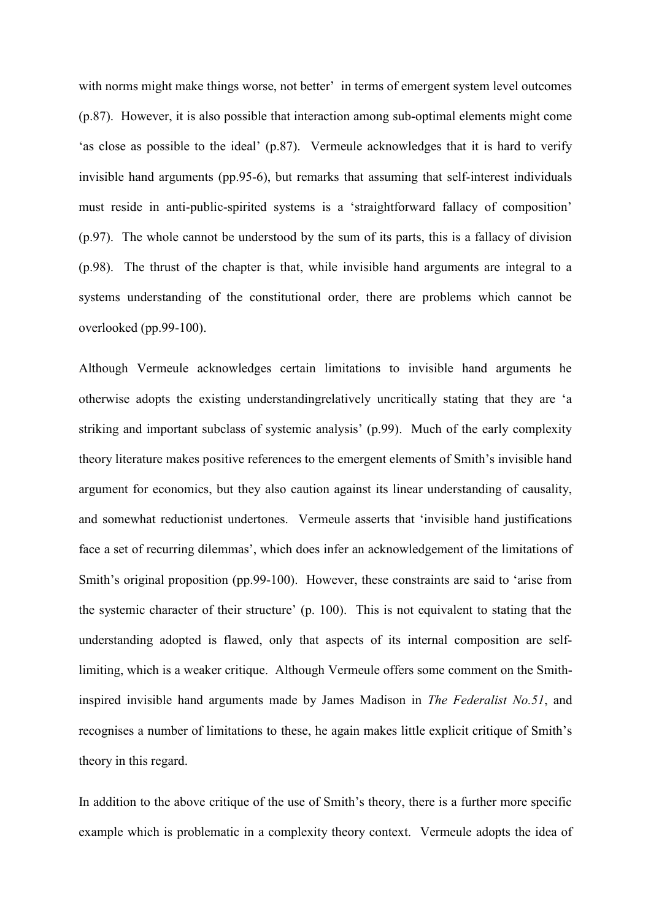with norms might make things worse, not better' in terms of emergent system level outcomes (p.87). However, it is also possible that interaction among sub-optimal elements might come 'as close as possible to the ideal' (p.87). Vermeule acknowledges that it is hard to verify invisible hand arguments (pp.95-6), but remarks that assuming that self-interest individuals must reside in anti-public-spirited systems is a 'straightforward fallacy of composition' (p.97). The whole cannot be understood by the sum of its parts, this is a fallacy of division (p.98). The thrust of the chapter is that, while invisible hand arguments are integral to a systems understanding of the constitutional order, there are problems which cannot be overlooked (pp.99-100).

Although Vermeule acknowledges certain limitations to invisible hand arguments he otherwise adopts the existing understandingrelatively uncritically stating that they are 'a striking and important subclass of systemic analysis' (p.99). Much of the early complexity theory literature makes positive references to the emergent elements of Smith's invisible hand argument for economics, but they also caution against its linear understanding of causality, and somewhat reductionist undertones. Vermeule asserts that 'invisible hand justifications face a set of recurring dilemmas', which does infer an acknowledgement of the limitations of Smith's original proposition (pp.99-100). However, these constraints are said to 'arise from the systemic character of their structure' (p. 100). This is not equivalent to stating that the understanding adopted is flawed, only that aspects of its internal composition are self-limiting, which is a weaker critique. Although Vermeule offers some comment on the Smith-inspired invisible hand arguments made by James Madison in *The Federalist No.51*, and recognises a number of limitations to these, he again makes little explicit critique of Smith's theory in this regard.

In addition to the above critique of the use of Smith's theory, there is a further more specific example which is problematic in a complexity theory context. Vermeule adopts the idea of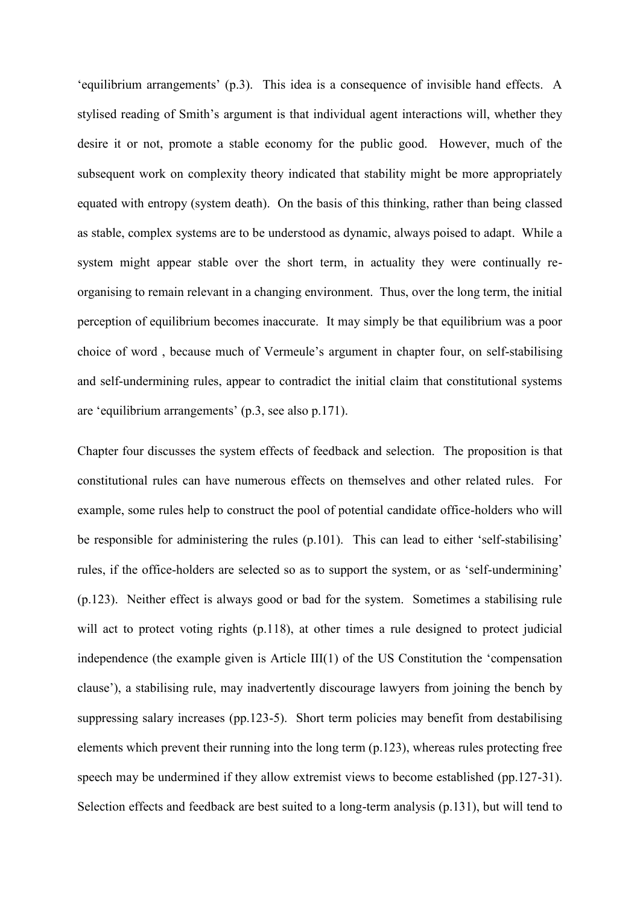'equilibrium arrangements' (p.3). This idea is a consequence of invisible hand effects. A stylised reading of Smith's argument is that individual agent interactions will, whether they desire it or not, promote a stable economy for the public good. However, much of the subsequent work on complexity theory indicated that stability might be more appropriately equated with entropy (system death). On the basis of this thinking, rather than being classed as stable, complex systems are to be understood as dynamic, always poised to adapt. While a system might appear stable over the short term, in actuality they were continually re-organising to remain relevant in a changing environment. Thus, over the long term, the initial perception of equilibrium becomes inaccurate. It may simply be that equilibrium was a poor choice of word , because much of Vermeule's argument in chapter four, on self-stabilising and self-undermining rules, appear to contradict the initial claim that constitutional systems are 'equilibrium arrangements' (p.3, see also p.171).

Chapter four discusses the system effects of feedback and selection. The proposition is that constitutional rules can have numerous effects on themselves and other related rules. For example, some rules help to construct the pool of potential candidate office-holders who will be responsible for administering the rules (p.101). This can lead to either 'self-stabilising' rules, if the office-holders are selected so as to support the system, or as 'self-undermining' (p.123). Neither effect is always good or bad for the system. Sometimes a stabilising rule will act to protect voting rights (p.118), at other times a rule designed to protect judicial independence (the example given is Article III(1) of the US Constitution the 'compensation clause'), a stabilising rule, may inadvertently discourage lawyers from joining the bench by suppressing salary increases (pp.123-5). Short term policies may benefit from destabilising elements which prevent their running into the long term (p.123), whereas rules protecting free speech may be undermined if they allow extremist views to become established (pp.127-31). Selection effects and feedback are best suited to a long-term analysis (p.131), but will tend to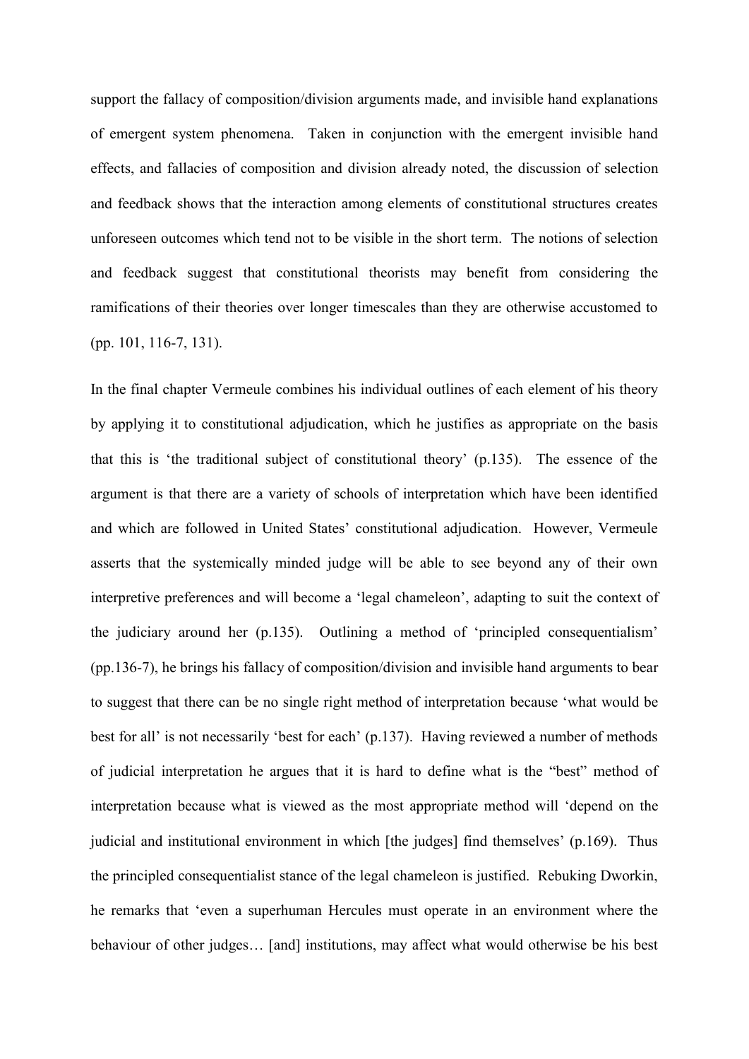support the fallacy of composition/division arguments made, and invisible hand explanations of emergent system phenomena. Taken in conjunction with the emergent invisible hand effects, and fallacies of composition and division already noted, the discussion of selection and feedback shows that the interaction among elements of constitutional structures creates unforeseen outcomes which tend not to be visible in the short term. The notions of selection and feedback suggest that constitutional theorists may benefit from considering the ramifications of their theories over longer timescales than they are otherwise accustomed to (pp. 101, 116-7, 131).

In the final chapter Vermeule combines his individual outlines of each element of his theory by applying it to constitutional adjudication, which he justifies as appropriate on the basis that this is 'the traditional subject of constitutional theory' (p.135). The essence of the argument is that there are a variety of schools of interpretation which have been identified and which are followed in United States' constitutional adjudication. However, Vermeule asserts that the systemically minded judge will be able to see beyond any of their own interpretive preferences and will become a 'legal chameleon', adapting to suit the context of the judiciary around her (p.135). Outlining a method of 'principled consequentialism' (pp.136-7), he brings his fallacy of composition/division and invisible hand arguments to bear to suggest that there can be no single right method of interpretation because 'what would be best for all' is not necessarily 'best for each' (p.137). Having reviewed a number of methods of judicial interpretation he argues that it is hard to define what is the "best" method of interpretation because what is viewed as the most appropriate method will 'depend on the judicial and institutional environment in which [the judges] find themselves' (p.169). Thus the principled consequentialist stance of the legal chameleon is justified. Rebuking Dworkin, he remarks that 'even a superhuman Hercules must operate in an environment where the behaviour of other judges… [and] institutions, may affect what would otherwise be his best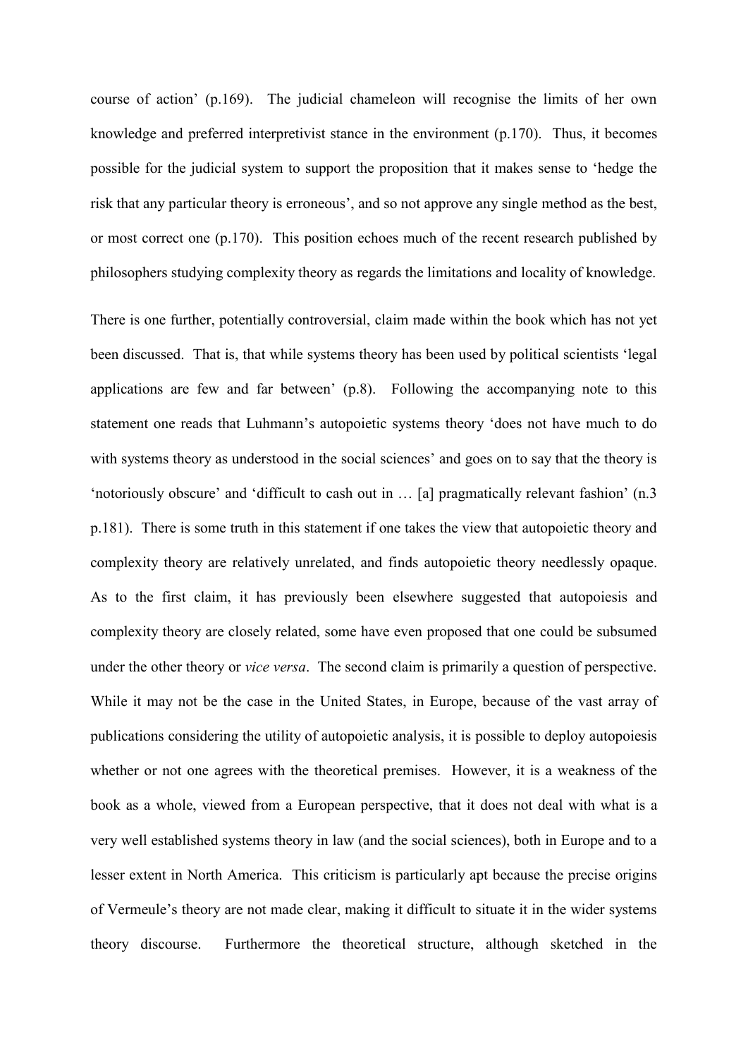course of action' (p.169). The judicial chameleon will recognise the limits of her own knowledge and preferred interpretivist stance in the environment (p.170). Thus, it becomes possible for the judicial system to support the proposition that it makes sense to 'hedge the risk that any particular theory is erroneous', and so not approve any single method as the best, or most correct one (p.170). This position echoes much of the recent research published by philosophers studying complexity theory as regards the limitations and locality of knowledge.

There is one further, potentially controversial, claim made within the book which has not yet been discussed. That is, that while systems theory has been used by political scientists 'legal applications are few and far between' (p.8). Following the accompanying note to this statement one reads that Luhmann's autopoietic systems theory 'does not have much to do with systems theory as understood in the social sciences' and goes on to say that the theory is 'notoriously obscure' and 'difficult to cash out in … [a] pragmatically relevant fashion' (n.3 p.181). There is some truth in this statement if one takes the view that autopoietic theory and complexity theory are relatively unrelated, and finds autopoietic theory needlessly opaque. As to the first claim, it has previously been elsewhere suggested that autopoiesis and complexity theory are closely related, some have even proposed that one could be subsumed under the other theory or *vice versa*. The second claim is primarily a question of perspective. While it may not be the case in the United States, in Europe, because of the vast array of publications considering the utility of autopoietic analysis, it is possible to deploy autopoiesis whether or not one agrees with the theoretical premises. However, it is a weakness of the book as a whole, viewed from a European perspective, that it does not deal with what is a very well established systems theory in law (and the social sciences), both in Europe and to a lesser extent in North America. This criticism is particularly apt because the precise origins of Vermeule's theory are not made clear, making it difficult to situate it in the wider systems theory discourse. Furthermore the theoretical structure, although sketched in the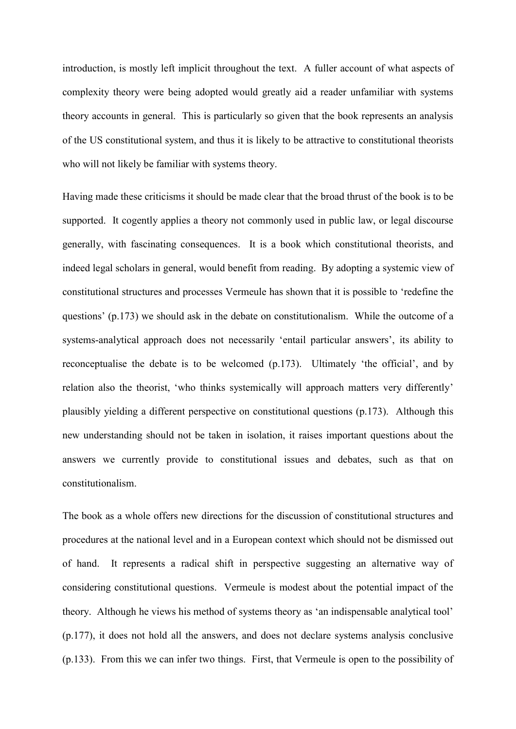introduction, is mostly left implicit throughout the text. A fuller account of what aspects of complexity theory were being adopted would greatly aid a reader unfamiliar with systems theory accounts in general. This is particularly so given that the book represents an analysis of the US constitutional system, and thus it is likely to be attractive to constitutional theorists who will not likely be familiar with systems theory.

Having made these criticisms it should be made clear that the broad thrust of the book is to be supported. It cogently applies a theory not commonly used in public law, or legal discourse generally, with fascinating consequences. It is a book which constitutional theorists, and indeed legal scholars in general, would benefit from reading. By adopting a systemic view of constitutional structures and processes Vermeule has shown that it is possible to 'redefine the questions' (p.173) we should ask in the debate on constitutionalism. While the outcome of a systems-analytical approach does not necessarily 'entail particular answers', its ability to reconceptualise the debate is to be welcomed (p.173). Ultimately 'the official', and by relation also the theorist, 'who thinks systemically will approach matters very differently' plausibly yielding a different perspective on constitutional questions (p.173). Although this new understanding should not be taken in isolation, it raises important questions about the answers we currently provide to constitutional issues and debates, such as that on constitutionalism.

The book as a whole offers new directions for the discussion of constitutional structures and procedures at the national level and in a European context which should not be dismissed out of hand. It represents a radical shift in perspective suggesting an alternative way of considering constitutional questions. Vermeule is modest about the potential impact of the theory. Although he views his method of systems theory as 'an indispensable analytical tool' (p.177), it does not hold all the answers, and does not declare systems analysis conclusive (p.133). From this we can infer two things. First, that Vermeule is open to the possibility of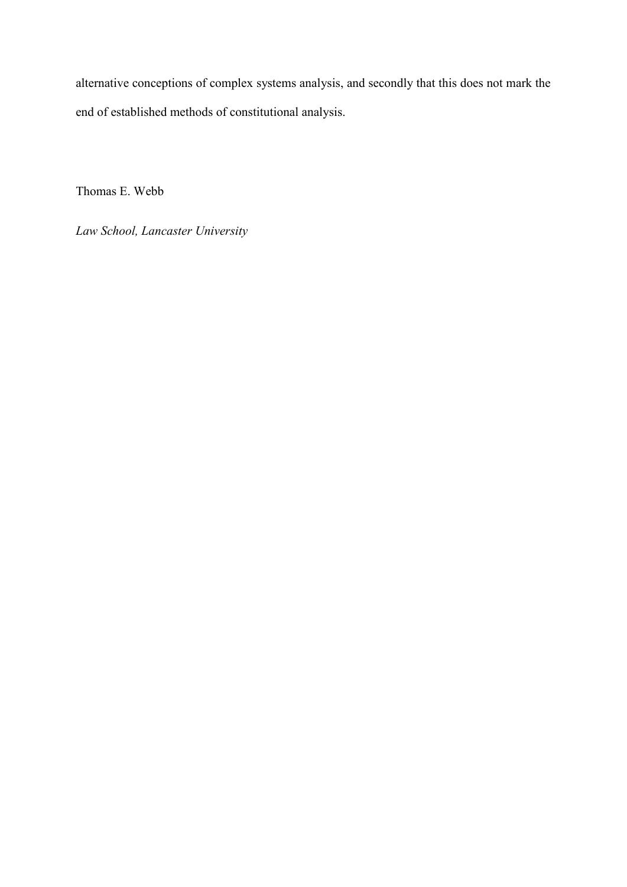alternative conceptions of complex systems analysis, and secondly that this does not mark the end of established methods of constitutional analysis.

Thomas E. Webb

*Law School, Lancaster University*